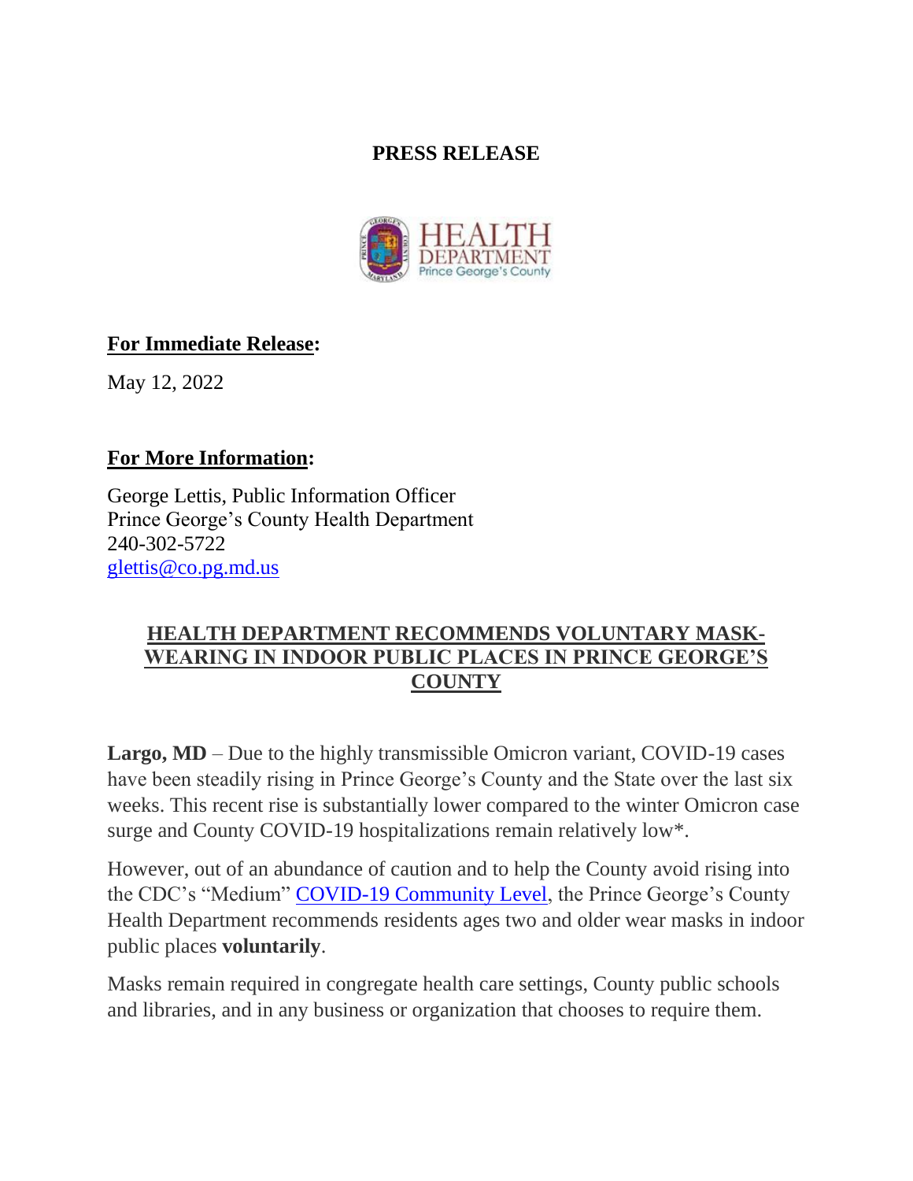**PRESS RELEASE**

**For Immediate Release:**

May 12, 2022

**For More Information:**

George Lettis, Public Information Officer
Prince George's County Health Department
240-302-5722
glettis@co.pg.md.us

## HEALTH DEPARTMENT RECOMMENDS VOLUNTARY MASK-WEARING IN INDOOR PUBLIC PLACES IN PRINCE GEORGE'S COUNTY

**Largo, MD** – Due to the highly transmissible Omicron variant, COVID-19 cases have been steadily rising in Prince George's County and the State over the last six weeks. This recent rise is substantially lower compared to the winter Omicron case surge and County COVID-19 hospitalizations remain relatively low*.

However, out of an abundance of caution and to help the County avoid rising into the CDC's "Medium" COVID-19 Community Level, the Prince George's County Health Department recommends residents ages two and older wear masks in indoor public places **voluntarily**.

Masks remain required in congregate health care settings, County public schools and libraries, and in any business or organization that chooses to require them.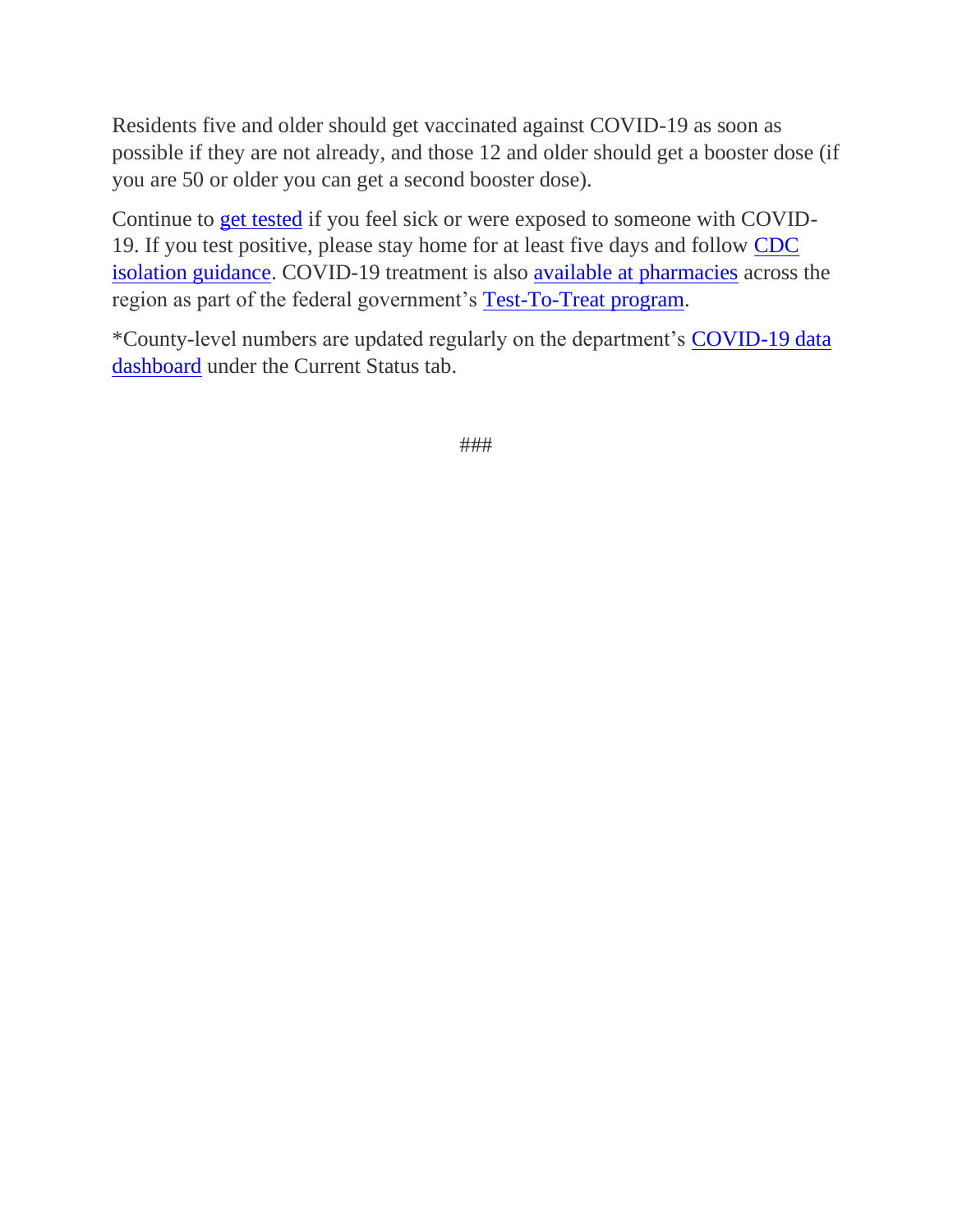Residents five and older should get vaccinated against COVID-19 as soon as possible if they are not already, and those 12 and older should get a booster dose (if you are 50 or older you can get a second booster dose).

Continue to get tested if you feel sick or were exposed to someone with COVID-19. If you test positive, please stay home for at least five days and follow CDC isolation guidance. COVID-19 treatment is also available at pharmacies across the region as part of the federal government's Test-To-Treat program.

*County-level numbers are updated regularly on the department's COVID-19 data dashboard under the Current Status tab.

###